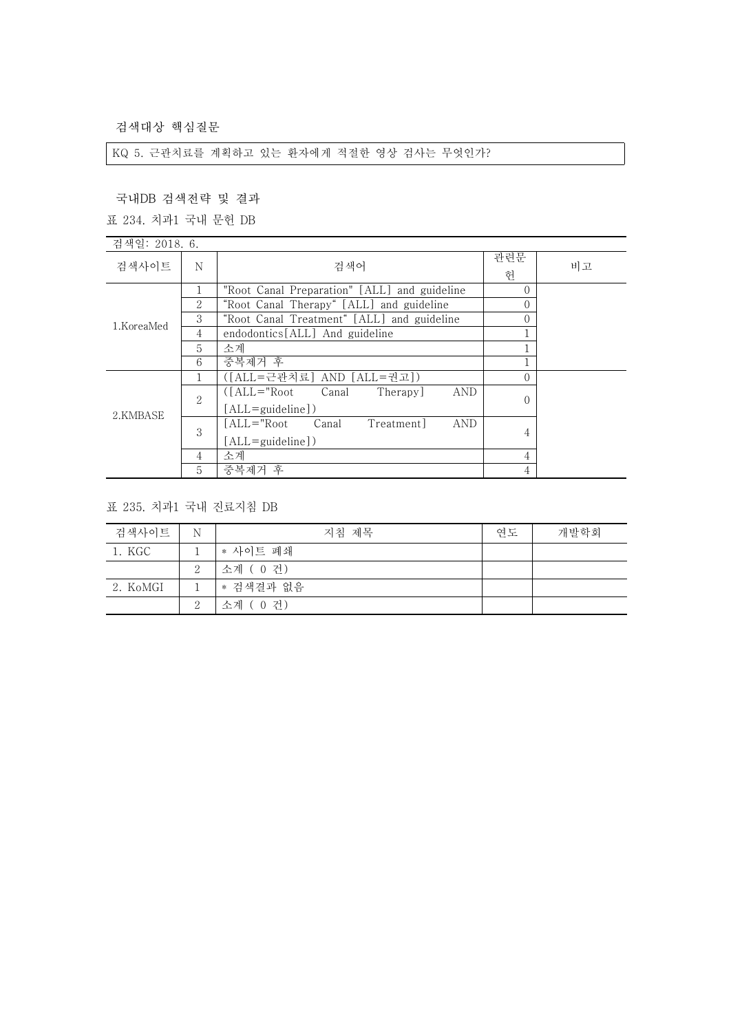검색대상 핵심질문

KQ 5. 근관치료를 계획하고 있는 환자에게 적절한 영상 검사는 무엇인가?

국내DB 검색전략 및 결과

표 234. 치과1 국내 문헌 DB

검색일: 2018. 6.

| 검색사이트 | N | 검색어 | 관련문헌 | 비고 |
|---|---|---|---|---|
| 1.KoreaMed | 1 | "Root Canal Preparation" [ALL] and guideline | 0 | |
| | 2 | “Root Canal Therapy“ [ALL] and guideline | 0 | |
| | 3 | “Root Canal Treatment“ [ALL] and guideline | 0 | |
| | 4 | endodontics[ALL] And guideline | 1 | |
| | 5 | 소계 | 1 | |
| | 6 | 중복제거 후 | 1 | |
| 2.KMBASE | 1 | ([ALL=근관치료] AND [ALL=권고]) | 0 | |
| | 2 | ([ALL="Root Canal Therapy] AND [ALL=guideline]) | 0 | |
| | 3 | [ALL="Root Canal Treatment] AND [ALL=guideline]) | 4 | |
| | 4 | 소계 | 4 | |
| | 5 | 중복제거 후 | 4 | |

표 235. 치과1 국내 진료지침 DB

| 검색사이트 | N | 지침 제목 | 연도 | 개발학회 |
|---|---|---|---|---|
| 1. KGC | 1 | * 사이트 폐쇄 | | |
| | 2 | 소계 ( 0 건) | | |
| 2. KoMGI | 1 | * 검색결과 없음 | | |
| | 2 | 소계 ( 0 건) | | |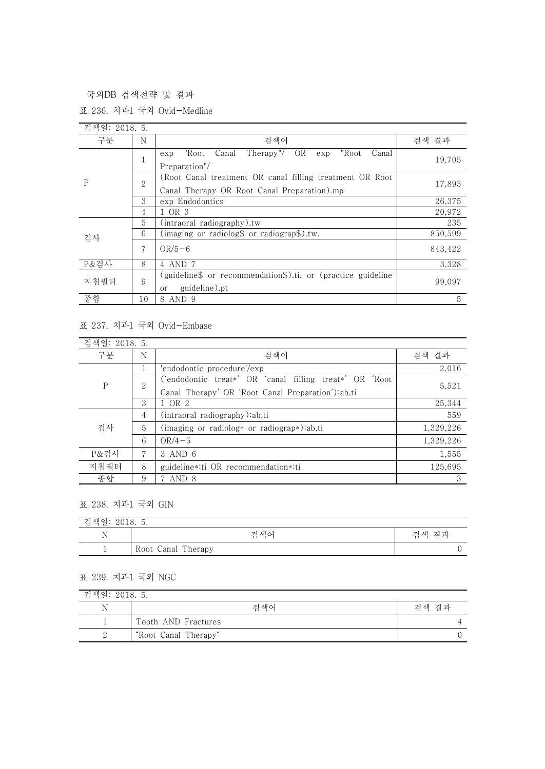국외DB 검색전략 및 결과

표 236. 치과1 국외 Ovid-Medline

| 검색일: 2018. 5. | | | |
|---|---|---|---|
| 구분 | N | 검색어 | 검색 결과 |
| P | 1 | exp "Root Canal Therapy"/ OR exp "Root Canal Preparation"/ | 19,705 |
| | 2 | (Root Canal treatment OR canal filling treatment OR Root Canal Therapy OR Root Canal Preparation).mp | 17,893 |
| | 3 | exp Endodontics | 26,375 |
| | 4 | 1 OR 3 | 20,972 |
| 검사 | 5 | (intraoral radiography).tw | 235 |
| | 6 | (imaging or radiolog$ or radiograp$).tw. | 850,599 |
| | 7 | OR/5-6 | 843,422 |
| P&검사 | 8 | 4 AND 7 | 3,328 |
| 지침필터 | 9 | (guideline$ or recommendation$).ti. or (practice guideline or guideline).pt | 99,097 |
| 종합 | 10 | 8 AND 9 | 5 |

표 237. 치과1 국외 Ovid-Embase

| 검색일: 2018. 5. | | | |
|---|---|---|---|
| 구분 | N | 검색어 | 검색 결과 |
| P | 1 | 'endodontic procedure'/exp | 2,016 |
| | 2 | ('endodontic treat*' OR 'canal filling treat*' OR 'Root Canal Therapy' OR 'Root Canal Preparation'):ab,ti | 5,521 |
| | 3 | 1 OR 2 | 25,344 |
| 검사 | 4 | (intraoral radiography):ab,ti | 559 |
| | 5 | (imaging or radiolog* or radiograp*):ab,ti | 1,329,226 |
| | 6 | OR/4-5 | 1,329,226 |
| P&검사 | 7 | 3 AND 6 | 1,555 |
| 지침필터 | 8 | guideline*:ti OR recommendation*:ti | 125,695 |
| 종합 | 9 | 7 AND 8 | 3 |

표 238. 치과1 국외 GIN

| 검색일: 2018. 5. | | |
|---|---|---|
| N | 검색어 | 검색 결과 |
| 1 | Root Canal Therapy | 0 |

표 239. 치과1 국외 NGC

| 검색일: 2018. 5. | | |
|---|---|---|
| N | 검색어 | 검색 결과 |
| 1 | Tooth AND Fractures | 4 |
| 2 | "Root Canal Therapy" | 0 |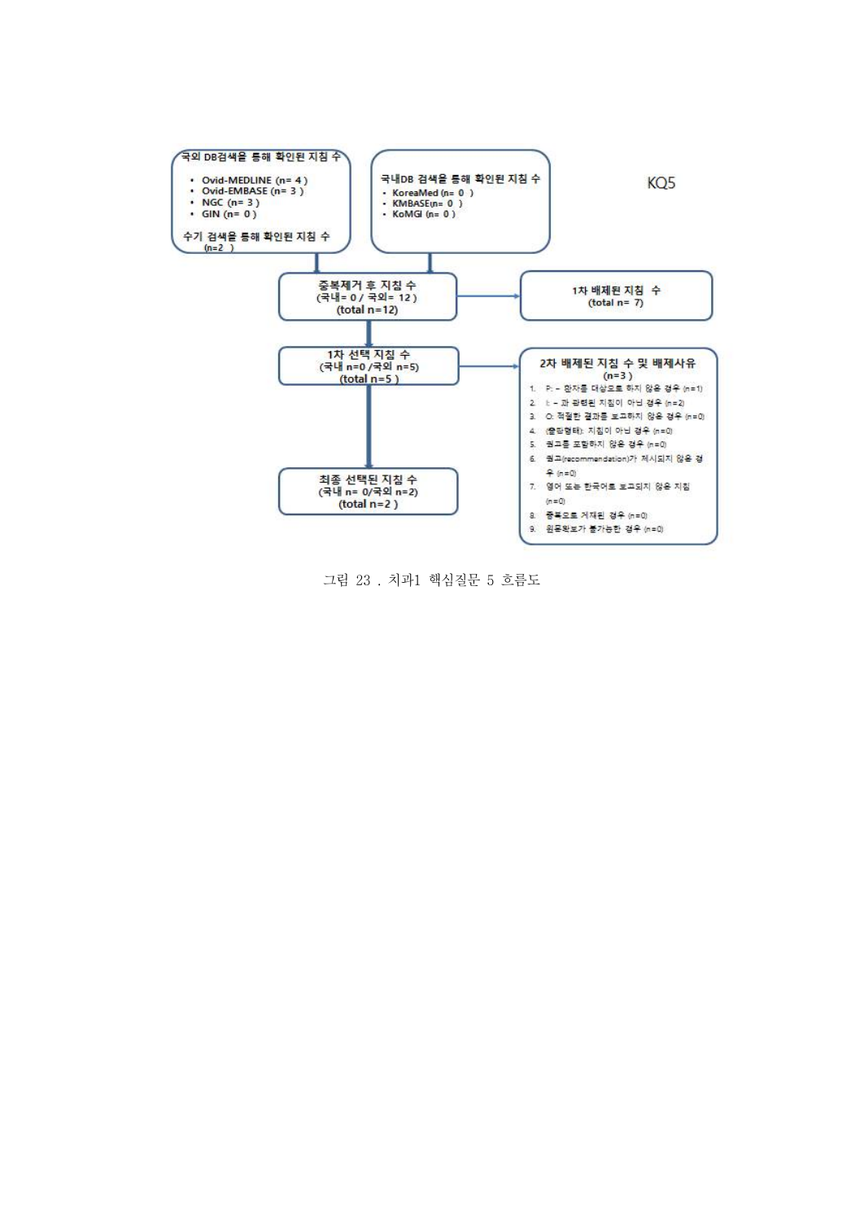국외 DB검색을 통해 확인된 지침 수

- Ovid-MEDLINE (n= 4 )
- Ovid-EMBASE (n= 3 )
- NGC (n= 3 )
- GIN (n= 0 )

수기 검색을 통해 확인된 지침 수 (n=2 )

국내DB 검색을 통해 확인된 지침 수

- KoreaMed (n= 0 )
- KMBASE(n= 0 )
- KoMGI (n= 0 )

KQ5

중복제거 후 지침 수
(국내= 0 / 국외= 12 )
(total n=12)

1차 배제된 지침 수
(total n= 7)

1차 선택 지침 수
(국내 n=0 /국외 n=5)
(total n=5 )

2차 배제된 지침 수 및 배제사유
(n=3 )

1. P: - 환자를 대상으로 하지 않은 경우 (n=1)
2. I: - 과 관련된 지침이 아닌 경우 (n=2)
3. O: 적절한 결과를 보고하지 않은 경우 (n=0)
4. (출판형태): 지침이 아닌 경우 (n=0)
5. 권고를 포함하지 않은 경우 (n=0)
6. 권고(recommendation)가 제시되지 않은 경우 (n=0)
7. 영어 또는 한국어로 보고되지 않은 지침 (n=0)
8. 중복으로 게재된 경우 (n=0)
9. 원문확보가 불가능한 경우 (n=0)

최종 선택된 지침 수
(국내 n= 0/국외 n=2)
(total n=2 )

그림 23 . 치과1 핵심질문 5 흐름도